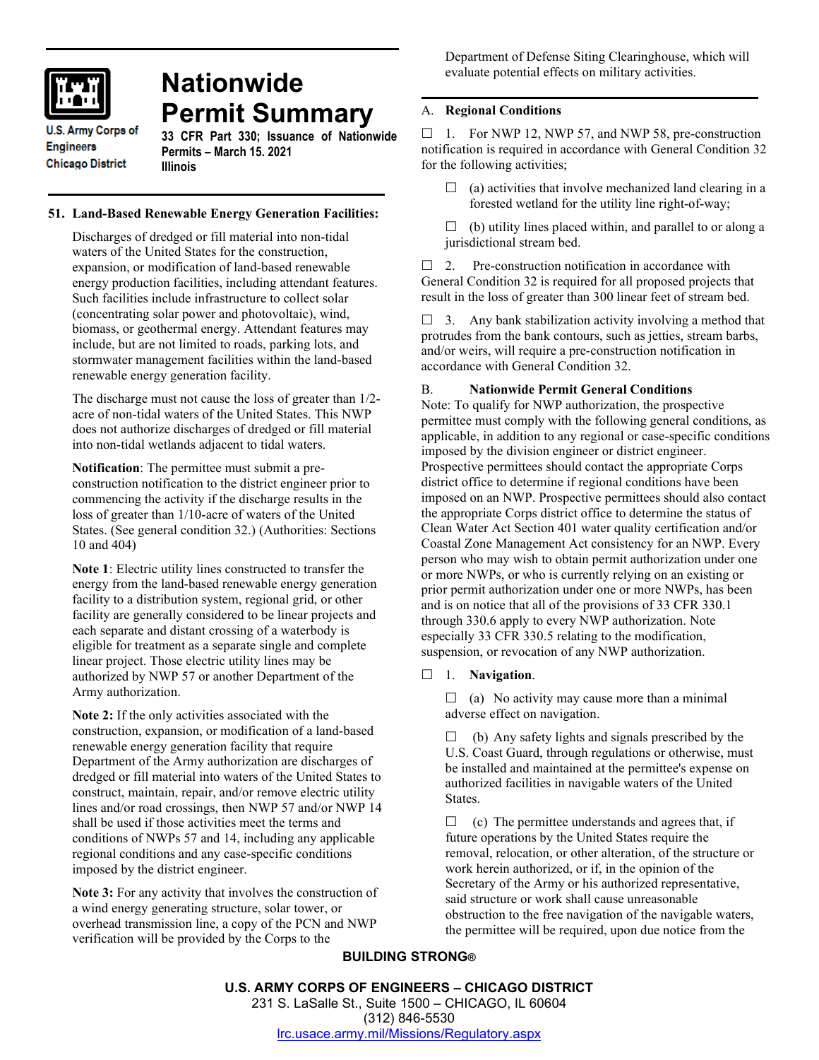# Nationwide Permit Summary

U.S. Army Corps of Engineers
Chicago District

**33 CFR Part 330; Issuance of Nationwide Permits – March 15. 2021**
**Illinois**

## 51. Land-Based Renewable Energy Generation Facilities:

Discharges of dredged or fill material into non-tidal waters of the United States for the construction, expansion, or modification of land-based renewable energy production facilities, including attendant features. Such facilities include infrastructure to collect solar (concentrating solar power and photovoltaic), wind, biomass, or geothermal energy. Attendant features may include, but are not limited to roads, parking lots, and stormwater management facilities within the land-based renewable energy generation facility.

The discharge must not cause the loss of greater than 1/2-acre of non-tidal waters of the United States. This NWP does not authorize discharges of dredged or fill material into non-tidal wetlands adjacent to tidal waters.

**Notification**: The permittee must submit a pre-construction notification to the district engineer prior to commencing the activity if the discharge results in the loss of greater than 1/10-acre of waters of the United States. (See general condition 32.) (Authorities: Sections 10 and 404)

**Note 1**: Electric utility lines constructed to transfer the energy from the land-based renewable energy generation facility to a distribution system, regional grid, or other facility are generally considered to be linear projects and each separate and distant crossing of a waterbody is eligible for treatment as a separate single and complete linear project. Those electric utility lines may be authorized by NWP 57 or another Department of the Army authorization.

**Note 2:** If the only activities associated with the construction, expansion, or modification of a land-based renewable energy generation facility that require Department of the Army authorization are discharges of dredged or fill material into waters of the United States to construct, maintain, repair, and/or remove electric utility lines and/or road crossings, then NWP 57 and/or NWP 14 shall be used if those activities meet the terms and conditions of NWPs 57 and 14, including any applicable regional conditions and any case-specific conditions imposed by the district engineer.

**Note 3:** For any activity that involves the construction of a wind energy generating structure, solar tower, or overhead transmission line, a copy of the PCN and NWP verification will be provided by the Corps to the Department of Defense Siting Clearinghouse, which will evaluate potential effects on military activities.

## A. Regional Conditions

☐ 1. For NWP 12, NWP 57, and NWP 58, pre-construction notification is required in accordance with General Condition 32 for the following activities;

- ☐ (a) activities that involve mechanized land clearing in a forested wetland for the utility line right-of-way;
- ☐ (b) utility lines placed within, and parallel to or along a jurisdictional stream bed.

☐ 2. Pre-construction notification in accordance with General Condition 32 is required for all proposed projects that result in the loss of greater than 300 linear feet of stream bed.

☐ 3. Any bank stabilization activity involving a method that protrudes from the bank contours, such as jetties, stream barbs, and/or weirs, will require a pre-construction notification in accordance with General Condition 32.

## B. Nationwide Permit General Conditions

Note: To qualify for NWP authorization, the prospective permittee must comply with the following general conditions, as applicable, in addition to any regional or case-specific conditions imposed by the division engineer or district engineer. Prospective permittees should contact the appropriate Corps district office to determine if regional conditions have been imposed on an NWP. Prospective permittees should also contact the appropriate Corps district office to determine the status of Clean Water Act Section 401 water quality certification and/or Coastal Zone Management Act consistency for an NWP. Every person who may wish to obtain permit authorization under one or more NWPs, or who is currently relying on an existing or prior permit authorization under one or more NWPs, has been and is on notice that all of the provisions of 33 CFR 330.1 through 330.6 apply to every NWP authorization. Note especially 33 CFR 330.5 relating to the modification, suspension, or revocation of any NWP authorization.

☐ 1. **Navigation**.

- ☐ (a) No activity may cause more than a minimal adverse effect on navigation.
- ☐ (b) Any safety lights and signals prescribed by the U.S. Coast Guard, through regulations or otherwise, must be installed and maintained at the permittee's expense on authorized facilities in navigable waters of the United States.
- ☐ (c) The permittee understands and agrees that, if future operations by the United States require the removal, relocation, or other alteration, of the structure or work herein authorized, or if, in the opinion of the Secretary of the Army or his authorized representative, said structure or work shall cause unreasonable obstruction to the free navigation of the navigable waters, the permittee will be required, upon due notice from the

**BUILDING STRONG®**

**U.S. ARMY CORPS OF ENGINEERS – CHICAGO DISTRICT**
231 S. LaSalle St., Suite 1500 – CHICAGO, IL 60604
(312) 846-5530
lrc.usace.army.mil/Missions/Regulatory.aspx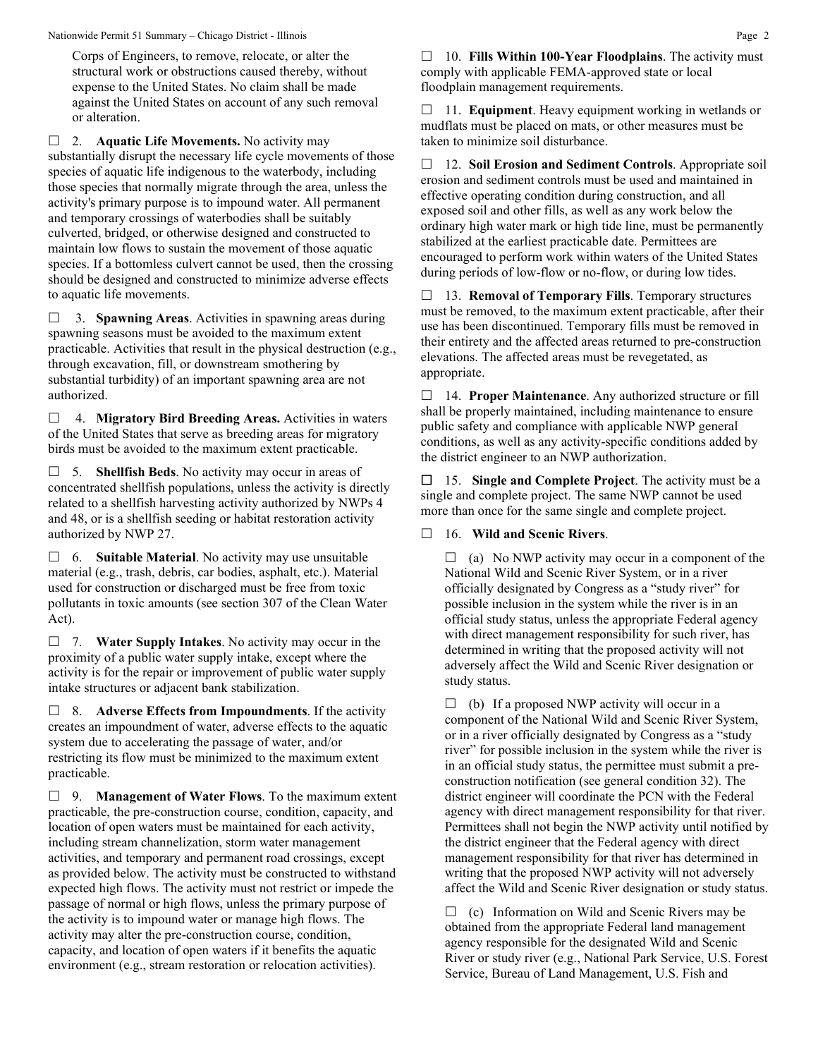Corps of Engineers, to remove, relocate, or alter the structural work or obstructions caused thereby, without expense to the United States. No claim shall be made against the United States on account of any such removal or alteration.

☐ 2. **Aquatic Life Movements.** No activity may substantially disrupt the necessary life cycle movements of those species of aquatic life indigenous to the waterbody, including those species that normally migrate through the area, unless the activity's primary purpose is to impound water. All permanent and temporary crossings of waterbodies shall be suitably culverted, bridged, or otherwise designed and constructed to maintain low flows to sustain the movement of those aquatic species. If a bottomless culvert cannot be used, then the crossing should be designed and constructed to minimize adverse effects to aquatic life movements.

☐ 3. **Spawning Areas**. Activities in spawning areas during spawning seasons must be avoided to the maximum extent practicable. Activities that result in the physical destruction (e.g., through excavation, fill, or downstream smothering by substantial turbidity) of an important spawning area are not authorized.

☐ 4. **Migratory Bird Breeding Areas.** Activities in waters of the United States that serve as breeding areas for migratory birds must be avoided to the maximum extent practicable.

☐ 5. **Shellfish Beds**. No activity may occur in areas of concentrated shellfish populations, unless the activity is directly related to a shellfish harvesting activity authorized by NWPs 4 and 48, or is a shellfish seeding or habitat restoration activity authorized by NWP 27.

☐ 6. **Suitable Material**. No activity may use unsuitable material (e.g., trash, debris, car bodies, asphalt, etc.). Material used for construction or discharged must be free from toxic pollutants in toxic amounts (see section 307 of the Clean Water Act).

☐ 7. **Water Supply Intakes**. No activity may occur in the proximity of a public water supply intake, except where the activity is for the repair or improvement of public water supply intake structures or adjacent bank stabilization.

☐ 8. **Adverse Effects from Impoundments**. If the activity creates an impoundment of water, adverse effects to the aquatic system due to accelerating the passage of water, and/or restricting its flow must be minimized to the maximum extent practicable.

☐ 9. **Management of Water Flows**. To the maximum extent practicable, the pre-construction course, condition, capacity, and location of open waters must be maintained for each activity, including stream channelization, storm water management activities, and temporary and permanent road crossings, except as provided below. The activity must be constructed to withstand expected high flows. The activity must not restrict or impede the passage of normal or high flows, unless the primary purpose of the activity is to impound water or manage high flows. The activity may alter the pre-construction course, condition, capacity, and location of open waters if it benefits the aquatic environment (e.g., stream restoration or relocation activities).

☐ 10. **Fills Within 100-Year Floodplains**. The activity must comply with applicable FEMA-approved state or local floodplain management requirements.

☐ 11. **Equipment**. Heavy equipment working in wetlands or mudflats must be placed on mats, or other measures must be taken to minimize soil disturbance.

☐ 12. **Soil Erosion and Sediment Controls**. Appropriate soil erosion and sediment controls must be used and maintained in effective operating condition during construction, and all exposed soil and other fills, as well as any work below the ordinary high water mark or high tide line, must be permanently stabilized at the earliest practicable date. Permittees are encouraged to perform work within waters of the United States during periods of low-flow or no-flow, or during low tides.

☐ 13. **Removal of Temporary Fills**. Temporary structures must be removed, to the maximum extent practicable, after their use has been discontinued. Temporary fills must be removed in their entirety and the affected areas returned to pre-construction elevations. The affected areas must be revegetated, as appropriate.

☐ 14. **Proper Maintenance**. Any authorized structure or fill shall be properly maintained, including maintenance to ensure public safety and compliance with applicable NWP general conditions, as well as any activity-specific conditions added by the district engineer to an NWP authorization.

☐ 15. **Single and Complete Project**. The activity must be a single and complete project. The same NWP cannot be used more than once for the same single and complete project.

☐ 16. **Wild and Scenic Rivers**.

☐ (a) No NWP activity may occur in a component of the National Wild and Scenic River System, or in a river officially designated by Congress as a "study river" for possible inclusion in the system while the river is in an official study status, unless the appropriate Federal agency with direct management responsibility for such river, has determined in writing that the proposed activity will not adversely affect the Wild and Scenic River designation or study status.

☐ (b) If a proposed NWP activity will occur in a component of the National Wild and Scenic River System, or in a river officially designated by Congress as a "study river" for possible inclusion in the system while the river is in an official study status, the permittee must submit a pre-construction notification (see general condition 32). The district engineer will coordinate the PCN with the Federal agency with direct management responsibility for that river. Permittees shall not begin the NWP activity until notified by the district engineer that the Federal agency with direct management responsibility for that river has determined in writing that the proposed NWP activity will not adversely affect the Wild and Scenic River designation or study status.

☐ (c) Information on Wild and Scenic Rivers may be obtained from the appropriate Federal land management agency responsible for the designated Wild and Scenic River or study river (e.g., National Park Service, U.S. Forest Service, Bureau of Land Management, U.S. Fish and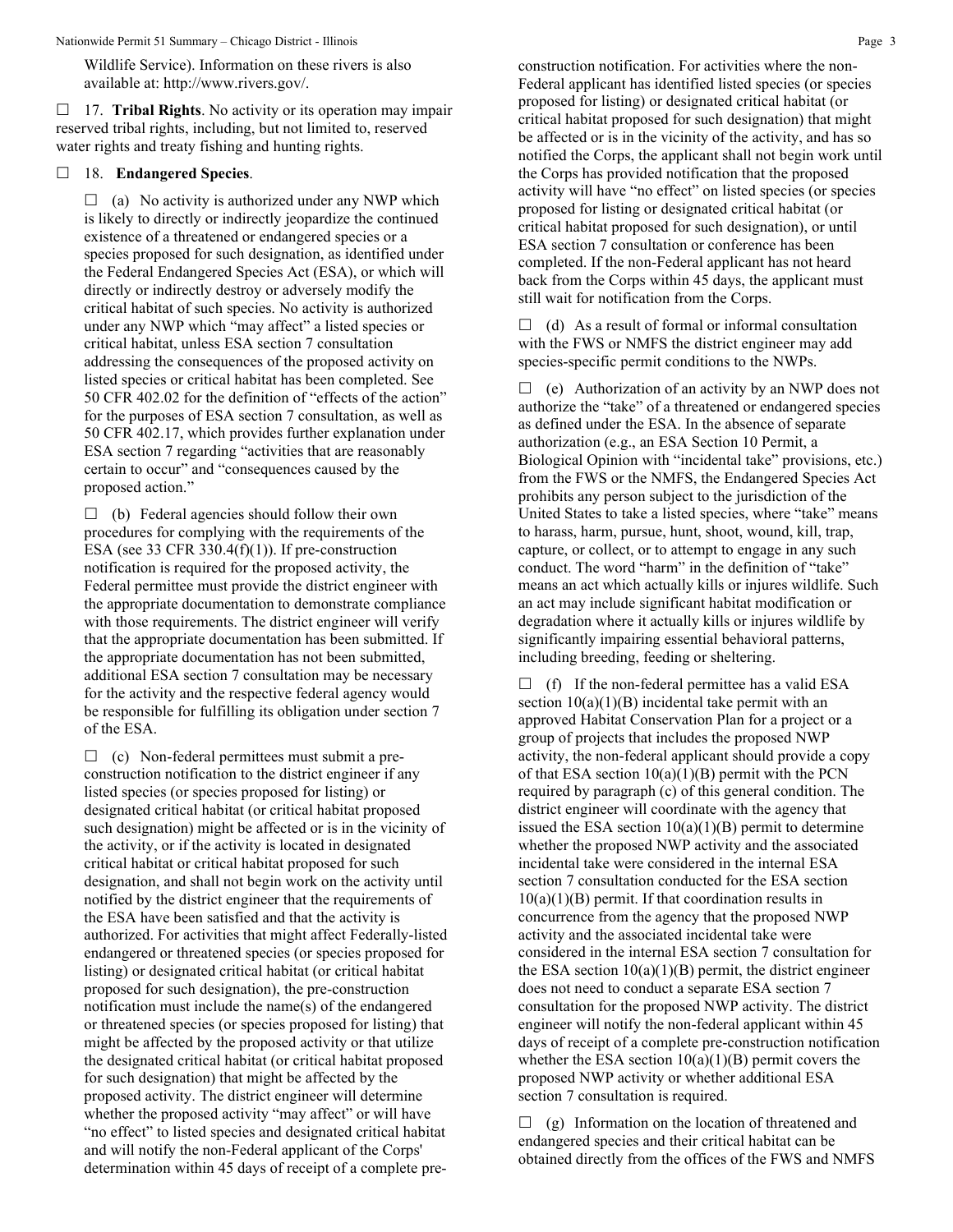Wildlife Service). Information on these rivers is also available at: http://www.rivers.gov/.

☐ 17. **Tribal Rights**. No activity or its operation may impair reserved tribal rights, including, but not limited to, reserved water rights and treaty fishing and hunting rights.

☐ 18. **Endangered Species**.

☐ (a) No activity is authorized under any NWP which is likely to directly or indirectly jeopardize the continued existence of a threatened or endangered species or a species proposed for such designation, as identified under the Federal Endangered Species Act (ESA), or which will directly or indirectly destroy or adversely modify the critical habitat of such species. No activity is authorized under any NWP which "may affect" a listed species or critical habitat, unless ESA section 7 consultation addressing the consequences of the proposed activity on listed species or critical habitat has been completed. See 50 CFR 402.02 for the definition of "effects of the action" for the purposes of ESA section 7 consultation, as well as 50 CFR 402.17, which provides further explanation under ESA section 7 regarding "activities that are reasonably certain to occur" and "consequences caused by the proposed action."

☐ (b) Federal agencies should follow their own procedures for complying with the requirements of the ESA (see 33 CFR 330.4(f)(1)). If pre-construction notification is required for the proposed activity, the Federal permittee must provide the district engineer with the appropriate documentation to demonstrate compliance with those requirements. The district engineer will verify that the appropriate documentation has been submitted. If the appropriate documentation has not been submitted, additional ESA section 7 consultation may be necessary for the activity and the respective federal agency would be responsible for fulfilling its obligation under section 7 of the ESA.

☐ (c) Non-federal permittees must submit a pre-construction notification to the district engineer if any listed species (or species proposed for listing) or designated critical habitat (or critical habitat proposed such designation) might be affected or is in the vicinity of the activity, or if the activity is located in designated critical habitat or critical habitat proposed for such designation, and shall not begin work on the activity until notified by the district engineer that the requirements of the ESA have been satisfied and that the activity is authorized. For activities that might affect Federally-listed endangered or threatened species (or species proposed for listing) or designated critical habitat (or critical habitat proposed for such designation), the pre-construction notification must include the name(s) of the endangered or threatened species (or species proposed for listing) that might be affected by the proposed activity or that utilize the designated critical habitat (or critical habitat proposed for such designation) that might be affected by the proposed activity. The district engineer will determine whether the proposed activity "may affect" or will have "no effect" to listed species and designated critical habitat and will notify the non-Federal applicant of the Corps' determination within 45 days of receipt of a complete pre-construction notification. For activities where the non-Federal applicant has identified listed species (or species proposed for listing) or designated critical habitat (or critical habitat proposed for such designation) that might be affected or is in the vicinity of the activity, and has so notified the Corps, the applicant shall not begin work until the Corps has provided notification that the proposed activity will have "no effect" on listed species (or species proposed for listing or designated critical habitat (or critical habitat proposed for such designation), or until ESA section 7 consultation or conference has been completed. If the non-Federal applicant has not heard back from the Corps within 45 days, the applicant must still wait for notification from the Corps.

☐ (d) As a result of formal or informal consultation with the FWS or NMFS the district engineer may add species-specific permit conditions to the NWPs.

☐ (e) Authorization of an activity by an NWP does not authorize the "take" of a threatened or endangered species as defined under the ESA. In the absence of separate authorization (e.g., an ESA Section 10 Permit, a Biological Opinion with "incidental take" provisions, etc.) from the FWS or the NMFS, the Endangered Species Act prohibits any person subject to the jurisdiction of the United States to take a listed species, where "take" means to harass, harm, pursue, hunt, shoot, wound, kill, trap, capture, or collect, or to attempt to engage in any such conduct. The word "harm" in the definition of "take" means an act which actually kills or injures wildlife. Such an act may include significant habitat modification or degradation where it actually kills or injures wildlife by significantly impairing essential behavioral patterns, including breeding, feeding or sheltering.

☐ (f) If the non-federal permittee has a valid ESA section 10(a)(1)(B) incidental take permit with an approved Habitat Conservation Plan for a project or a group of projects that includes the proposed NWP activity, the non-federal applicant should provide a copy of that ESA section 10(a)(1)(B) permit with the PCN required by paragraph (c) of this general condition. The district engineer will coordinate with the agency that issued the ESA section 10(a)(1)(B) permit to determine whether the proposed NWP activity and the associated incidental take were considered in the internal ESA section 7 consultation conducted for the ESA section 10(a)(1)(B) permit. If that coordination results in concurrence from the agency that the proposed NWP activity and the associated incidental take were considered in the internal ESA section 7 consultation for the ESA section 10(a)(1)(B) permit, the district engineer does not need to conduct a separate ESA section 7 consultation for the proposed NWP activity. The district engineer will notify the non-federal applicant within 45 days of receipt of a complete pre-construction notification whether the ESA section 10(a)(1)(B) permit covers the proposed NWP activity or whether additional ESA section 7 consultation is required.

☐ (g) Information on the location of threatened and endangered species and their critical habitat can be obtained directly from the offices of the FWS and NMFS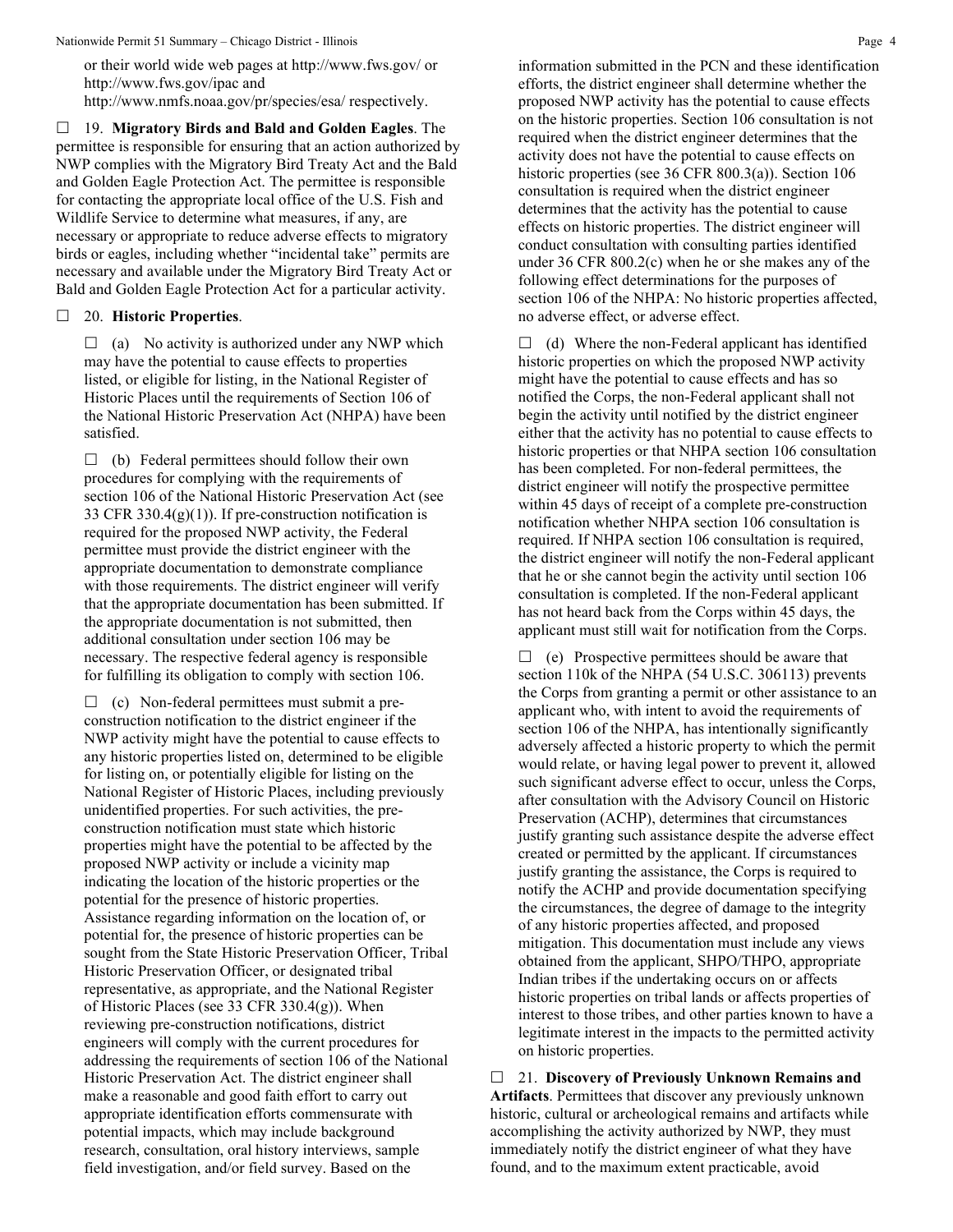or their world wide web pages at http://www.fws.gov/ or http://www.fws.gov/ipac and http://www.nmfs.noaa.gov/pr/species/esa/ respectively.

☐ 19. **Migratory Birds and Bald and Golden Eagles**. The permittee is responsible for ensuring that an action authorized by NWP complies with the Migratory Bird Treaty Act and the Bald and Golden Eagle Protection Act. The permittee is responsible for contacting the appropriate local office of the U.S. Fish and Wildlife Service to determine what measures, if any, are necessary or appropriate to reduce adverse effects to migratory birds or eagles, including whether "incidental take" permits are necessary and available under the Migratory Bird Treaty Act or Bald and Golden Eagle Protection Act for a particular activity.

☐ 20. **Historic Properties**.

☐ (a) No activity is authorized under any NWP which may have the potential to cause effects to properties listed, or eligible for listing, in the National Register of Historic Places until the requirements of Section 106 of the National Historic Preservation Act (NHPA) have been satisfied.

☐ (b) Federal permittees should follow their own procedures for complying with the requirements of section 106 of the National Historic Preservation Act (see 33 CFR 330.4(g)(1)). If pre-construction notification is required for the proposed NWP activity, the Federal permittee must provide the district engineer with the appropriate documentation to demonstrate compliance with those requirements. The district engineer will verify that the appropriate documentation has been submitted. If the appropriate documentation is not submitted, then additional consultation under section 106 may be necessary. The respective federal agency is responsible for fulfilling its obligation to comply with section 106.

☐ (c) Non-federal permittees must submit a pre-construction notification to the district engineer if the NWP activity might have the potential to cause effects to any historic properties listed on, determined to be eligible for listing on, or potentially eligible for listing on the National Register of Historic Places, including previously unidentified properties. For such activities, the pre-construction notification must state which historic properties might have the potential to be affected by the proposed NWP activity or include a vicinity map indicating the location of the historic properties or the potential for the presence of historic properties. Assistance regarding information on the location of, or potential for, the presence of historic properties can be sought from the State Historic Preservation Officer, Tribal Historic Preservation Officer, or designated tribal representative, as appropriate, and the National Register of Historic Places (see 33 CFR 330.4(g)). When reviewing pre-construction notifications, district engineers will comply with the current procedures for addressing the requirements of section 106 of the National Historic Preservation Act. The district engineer shall make a reasonable and good faith effort to carry out appropriate identification efforts commensurate with potential impacts, which may include background research, consultation, oral history interviews, sample field investigation, and/or field survey. Based on the information submitted in the PCN and these identification efforts, the district engineer shall determine whether the proposed NWP activity has the potential to cause effects on the historic properties. Section 106 consultation is not required when the district engineer determines that the activity does not have the potential to cause effects on historic properties (see 36 CFR 800.3(a)). Section 106 consultation is required when the district engineer determines that the activity has the potential to cause effects on historic properties. The district engineer will conduct consultation with consulting parties identified under 36 CFR 800.2(c) when he or she makes any of the following effect determinations for the purposes of section 106 of the NHPA: No historic properties affected, no adverse effect, or adverse effect.

☐ (d) Where the non-Federal applicant has identified historic properties on which the proposed NWP activity might have the potential to cause effects and has so notified the Corps, the non-Federal applicant shall not begin the activity until notified by the district engineer either that the activity has no potential to cause effects to historic properties or that NHPA section 106 consultation has been completed. For non-federal permittees, the district engineer will notify the prospective permittee within 45 days of receipt of a complete pre-construction notification whether NHPA section 106 consultation is required. If NHPA section 106 consultation is required, the district engineer will notify the non-Federal applicant that he or she cannot begin the activity until section 106 consultation is completed. If the non-Federal applicant has not heard back from the Corps within 45 days, the applicant must still wait for notification from the Corps.

☐ (e) Prospective permittees should be aware that section 110k of the NHPA (54 U.S.C. 306113) prevents the Corps from granting a permit or other assistance to an applicant who, with intent to avoid the requirements of section 106 of the NHPA, has intentionally significantly adversely affected a historic property to which the permit would relate, or having legal power to prevent it, allowed such significant adverse effect to occur, unless the Corps, after consultation with the Advisory Council on Historic Preservation (ACHP), determines that circumstances justify granting such assistance despite the adverse effect created or permitted by the applicant. If circumstances justify granting the assistance, the Corps is required to notify the ACHP and provide documentation specifying the circumstances, the degree of damage to the integrity of any historic properties affected, and proposed mitigation. This documentation must include any views obtained from the applicant, SHPO/THPO, appropriate Indian tribes if the undertaking occurs on or affects historic properties on tribal lands or affects properties of interest to those tribes, and other parties known to have a legitimate interest in the impacts to the permitted activity on historic properties.

☐ 21. **Discovery of Previously Unknown Remains and Artifacts**. Permittees that discover any previously unknown historic, cultural or archeological remains and artifacts while accomplishing the activity authorized by NWP, they must immediately notify the district engineer of what they have found, and to the maximum extent practicable, avoid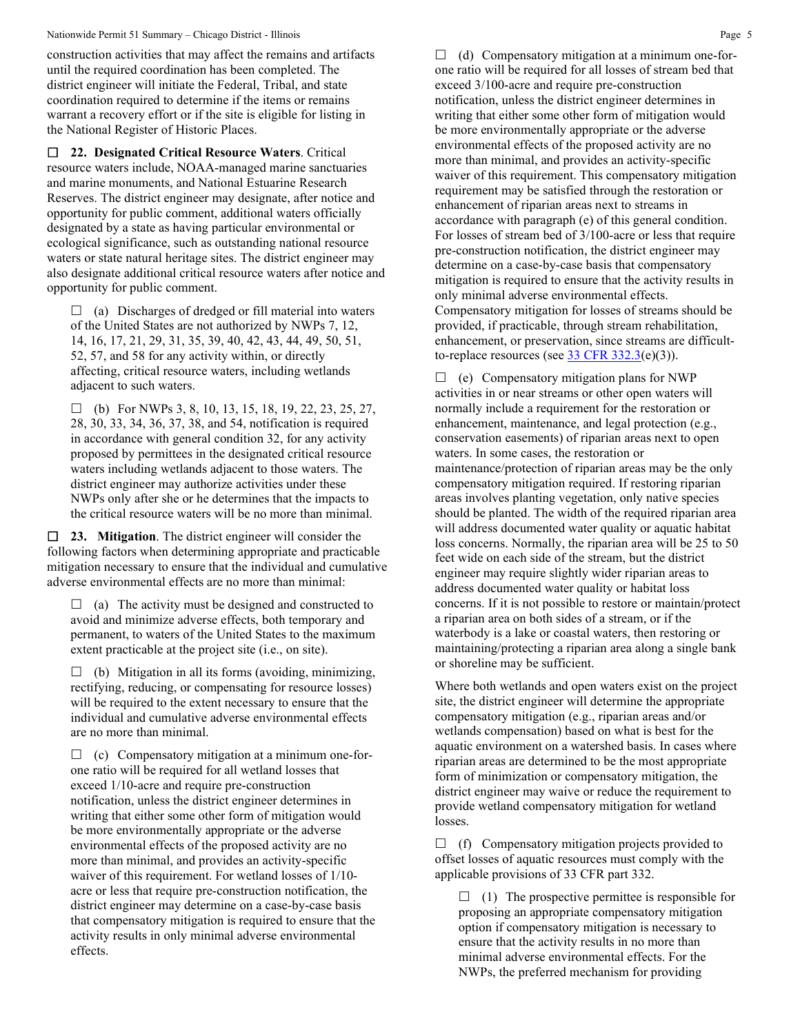construction activities that may affect the remains and artifacts until the required coordination has been completed. The district engineer will initiate the Federal, Tribal, and state coordination required to determine if the items or remains warrant a recovery effort or if the site is eligible for listing in the National Register of Historic Places.

☐ **22. Designated Critical Resource Waters**. Critical resource waters include, NOAA-managed marine sanctuaries and marine monuments, and National Estuarine Research Reserves. The district engineer may designate, after notice and opportunity for public comment, additional waters officially designated by a state as having particular environmental or ecological significance, such as outstanding national resource waters or state natural heritage sites. The district engineer may also designate additional critical resource waters after notice and opportunity for public comment.

☐ (a) Discharges of dredged or fill material into waters of the United States are not authorized by NWPs 7, 12, 14, 16, 17, 21, 29, 31, 35, 39, 40, 42, 43, 44, 49, 50, 51, 52, 57, and 58 for any activity within, or directly affecting, critical resource waters, including wetlands adjacent to such waters.

☐ (b) For NWPs 3, 8, 10, 13, 15, 18, 19, 22, 23, 25, 27, 28, 30, 33, 34, 36, 37, 38, and 54, notification is required in accordance with general condition 32, for any activity proposed by permittees in the designated critical resource waters including wetlands adjacent to those waters. The district engineer may authorize activities under these NWPs only after she or he determines that the impacts to the critical resource waters will be no more than minimal.

☐ **23. Mitigation**. The district engineer will consider the following factors when determining appropriate and practicable mitigation necessary to ensure that the individual and cumulative adverse environmental effects are no more than minimal:

☐ (a) The activity must be designed and constructed to avoid and minimize adverse effects, both temporary and permanent, to waters of the United States to the maximum extent practicable at the project site (i.e., on site).

☐ (b) Mitigation in all its forms (avoiding, minimizing, rectifying, reducing, or compensating for resource losses) will be required to the extent necessary to ensure that the individual and cumulative adverse environmental effects are no more than minimal.

☐ (c) Compensatory mitigation at a minimum one-for-one ratio will be required for all wetland losses that exceed 1/10-acre and require pre-construction notification, unless the district engineer determines in writing that either some other form of mitigation would be more environmentally appropriate or the adverse environmental effects of the proposed activity are no more than minimal, and provides an activity-specific waiver of this requirement. For wetland losses of 1/10-acre or less that require pre-construction notification, the district engineer may determine on a case-by-case basis that compensatory mitigation is required to ensure that the activity results in only minimal adverse environmental effects.

☐ (d) Compensatory mitigation at a minimum one-for-one ratio will be required for all losses of stream bed that exceed 3/100-acre and require pre-construction notification, unless the district engineer determines in writing that either some other form of mitigation would be more environmentally appropriate or the adverse environmental effects of the proposed activity are no more than minimal, and provides an activity-specific waiver of this requirement. This compensatory mitigation requirement may be satisfied through the restoration or enhancement of riparian areas next to streams in accordance with paragraph (e) of this general condition. For losses of stream bed of 3/100-acre or less that require pre-construction notification, the district engineer may determine on a case-by-case basis that compensatory mitigation is required to ensure that the activity results in only minimal adverse environmental effects. Compensatory mitigation for losses of streams should be provided, if practicable, through stream rehabilitation, enhancement, or preservation, since streams are difficult-to-replace resources (see 33 CFR 332.3(e)(3)).

☐ (e) Compensatory mitigation plans for NWP activities in or near streams or other open waters will normally include a requirement for the restoration or enhancement, maintenance, and legal protection (e.g., conservation easements) of riparian areas next to open waters. In some cases, the restoration or maintenance/protection of riparian areas may be the only compensatory mitigation required. If restoring riparian areas involves planting vegetation, only native species should be planted. The width of the required riparian area will address documented water quality or aquatic habitat loss concerns. Normally, the riparian area will be 25 to 50 feet wide on each side of the stream, but the district engineer may require slightly wider riparian areas to address documented water quality or habitat loss concerns. If it is not possible to restore or maintain/protect a riparian area on both sides of a stream, or if the waterbody is a lake or coastal waters, then restoring or maintaining/protecting a riparian area along a single bank or shoreline may be sufficient.

Where both wetlands and open waters exist on the project site, the district engineer will determine the appropriate compensatory mitigation (e.g., riparian areas and/or wetlands compensation) based on what is best for the aquatic environment on a watershed basis. In cases where riparian areas are determined to be the most appropriate form of minimization or compensatory mitigation, the district engineer may waive or reduce the requirement to provide wetland compensatory mitigation for wetland losses.

☐ (f) Compensatory mitigation projects provided to offset losses of aquatic resources must comply with the applicable provisions of 33 CFR part 332.

☐ (1) The prospective permittee is responsible for proposing an appropriate compensatory mitigation option if compensatory mitigation is necessary to ensure that the activity results in no more than minimal adverse environmental effects. For the NWPs, the preferred mechanism for providing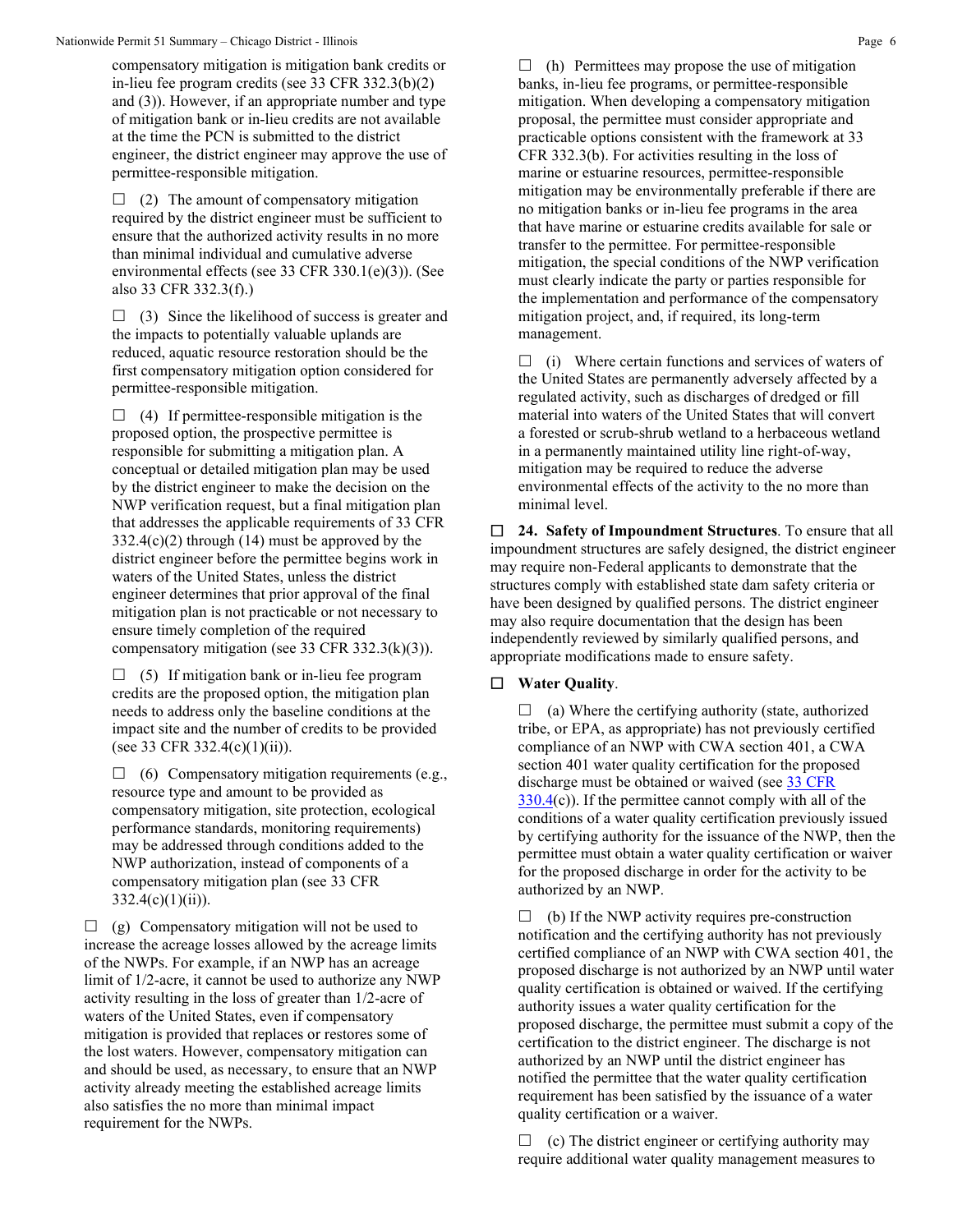compensatory mitigation is mitigation bank credits or in-lieu fee program credits (see 33 CFR 332.3(b)(2) and (3)). However, if an appropriate number and type of mitigation bank or in-lieu credits are not available at the time the PCN is submitted to the district engineer, the district engineer may approve the use of permittee-responsible mitigation.

☐ (2) The amount of compensatory mitigation required by the district engineer must be sufficient to ensure that the authorized activity results in no more than minimal individual and cumulative adverse environmental effects (see 33 CFR 330.1(e)(3)). (See also 33 CFR 332.3(f).)

☐ (3) Since the likelihood of success is greater and the impacts to potentially valuable uplands are reduced, aquatic resource restoration should be the first compensatory mitigation option considered for permittee-responsible mitigation.

☐ (4) If permittee-responsible mitigation is the proposed option, the prospective permittee is responsible for submitting a mitigation plan. A conceptual or detailed mitigation plan may be used by the district engineer to make the decision on the NWP verification request, but a final mitigation plan that addresses the applicable requirements of 33 CFR 332.4(c)(2) through (14) must be approved by the district engineer before the permittee begins work in waters of the United States, unless the district engineer determines that prior approval of the final mitigation plan is not practicable or not necessary to ensure timely completion of the required compensatory mitigation (see 33 CFR 332.3(k)(3)).

☐ (5) If mitigation bank or in-lieu fee program credits are the proposed option, the mitigation plan needs to address only the baseline conditions at the impact site and the number of credits to be provided (see 33 CFR 332.4(c)(1)(ii)).

☐ (6) Compensatory mitigation requirements (e.g., resource type and amount to be provided as compensatory mitigation, site protection, ecological performance standards, monitoring requirements) may be addressed through conditions added to the NWP authorization, instead of components of a compensatory mitigation plan (see 33 CFR 332.4(c)(1)(ii)).

☐ (g) Compensatory mitigation will not be used to increase the acreage losses allowed by the acreage limits of the NWPs. For example, if an NWP has an acreage limit of 1/2-acre, it cannot be used to authorize any NWP activity resulting in the loss of greater than 1/2-acre of waters of the United States, even if compensatory mitigation is provided that replaces or restores some of the lost waters. However, compensatory mitigation can and should be used, as necessary, to ensure that an NWP activity already meeting the established acreage limits also satisfies the no more than minimal impact requirement for the NWPs.

☐ (h) Permittees may propose the use of mitigation banks, in-lieu fee programs, or permittee-responsible mitigation. When developing a compensatory mitigation proposal, the permittee must consider appropriate and practicable options consistent with the framework at 33 CFR 332.3(b). For activities resulting in the loss of marine or estuarine resources, permittee-responsible mitigation may be environmentally preferable if there are no mitigation banks or in-lieu fee programs in the area that have marine or estuarine credits available for sale or transfer to the permittee. For permittee-responsible mitigation, the special conditions of the NWP verification must clearly indicate the party or parties responsible for the implementation and performance of the compensatory mitigation project, and, if required, its long-term management.

☐ (i) Where certain functions and services of waters of the United States are permanently adversely affected by a regulated activity, such as discharges of dredged or fill material into waters of the United States that will convert a forested or scrub-shrub wetland to a herbaceous wetland in a permanently maintained utility line right-of-way, mitigation may be required to reduce the adverse environmental effects of the activity to the no more than minimal level.

☐ **24. Safety of Impoundment Structures**. To ensure that all impoundment structures are safely designed, the district engineer may require non-Federal applicants to demonstrate that the structures comply with established state dam safety criteria or have been designed by qualified persons. The district engineer may also require documentation that the design has been independently reviewed by similarly qualified persons, and appropriate modifications made to ensure safety.

☐ **Water Quality**.

☐ (a) Where the certifying authority (state, authorized tribe, or EPA, as appropriate) has not previously certified compliance of an NWP with CWA section 401, a CWA section 401 water quality certification for the proposed discharge must be obtained or waived (see 33 CFR 330.4(c)). If the permittee cannot comply with all of the conditions of a water quality certification previously issued by certifying authority for the issuance of the NWP, then the permittee must obtain a water quality certification or waiver for the proposed discharge in order for the activity to be authorized by an NWP.

☐ (b) If the NWP activity requires pre-construction notification and the certifying authority has not previously certified compliance of an NWP with CWA section 401, the proposed discharge is not authorized by an NWP until water quality certification is obtained or waived. If the certifying authority issues a water quality certification for the proposed discharge, the permittee must submit a copy of the certification to the district engineer. The discharge is not authorized by an NWP until the district engineer has notified the permittee that the water quality certification requirement has been satisfied by the issuance of a water quality certification or a waiver.

☐ (c) The district engineer or certifying authority may require additional water quality management measures to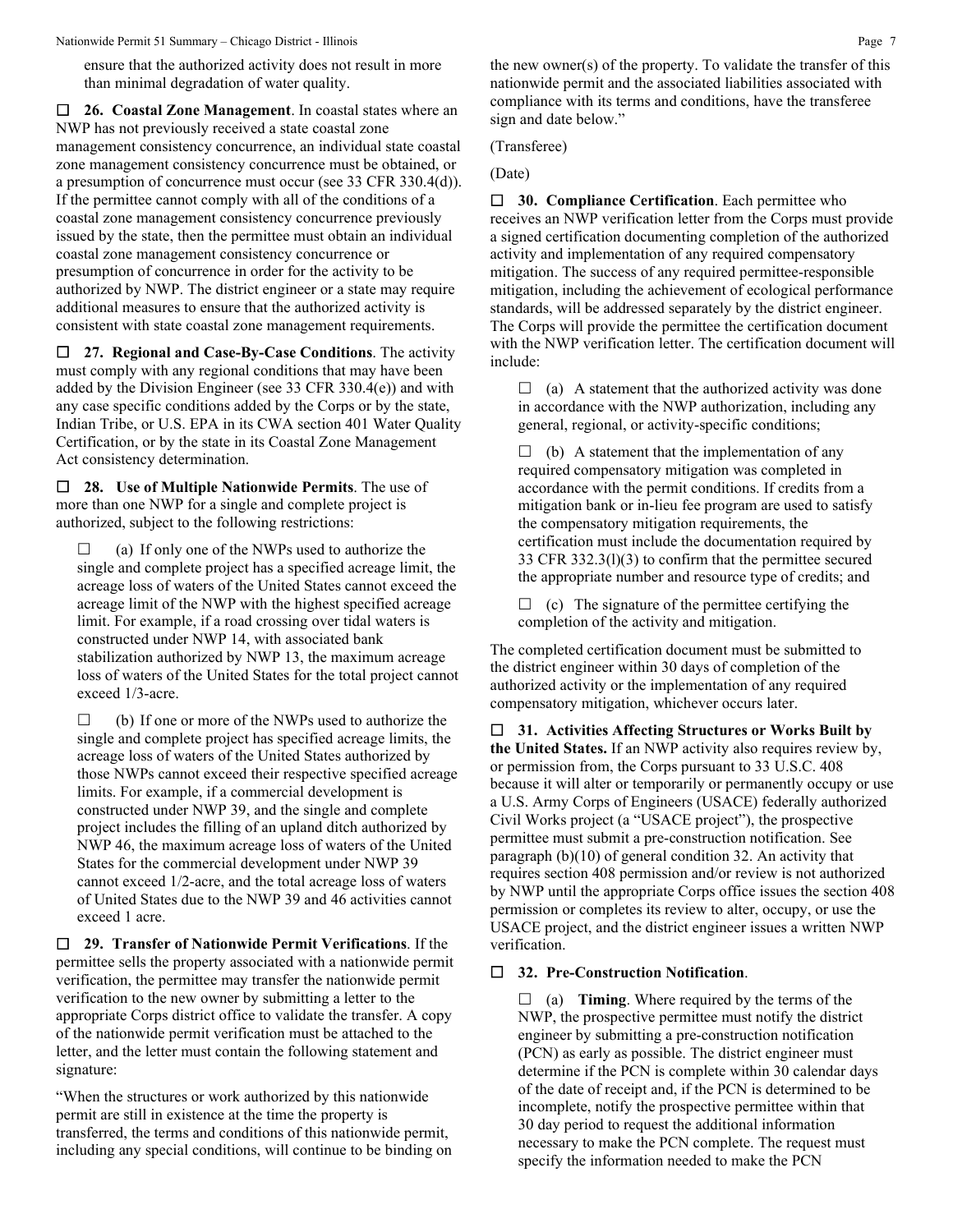ensure that the authorized activity does not result in more than minimal degradation of water quality.

☐ **26. Coastal Zone Management**. In coastal states where an NWP has not previously received a state coastal zone management consistency concurrence, an individual state coastal zone management consistency concurrence must be obtained, or a presumption of concurrence must occur (see 33 CFR 330.4(d)). If the permittee cannot comply with all of the conditions of a coastal zone management consistency concurrence previously issued by the state, then the permittee must obtain an individual coastal zone management consistency concurrence or presumption of concurrence in order for the activity to be authorized by NWP. The district engineer or a state may require additional measures to ensure that the authorized activity is consistent with state coastal zone management requirements.

☐ **27. Regional and Case-By-Case Conditions**. The activity must comply with any regional conditions that may have been added by the Division Engineer (see 33 CFR 330.4(e)) and with any case specific conditions added by the Corps or by the state, Indian Tribe, or U.S. EPA in its CWA section 401 Water Quality Certification, or by the state in its Coastal Zone Management Act consistency determination.

☐ **28. Use of Multiple Nationwide Permits**. The use of more than one NWP for a single and complete project is authorized, subject to the following restrictions:

☐ (a) If only one of the NWPs used to authorize the single and complete project has a specified acreage limit, the acreage loss of waters of the United States cannot exceed the acreage limit of the NWP with the highest specified acreage limit. For example, if a road crossing over tidal waters is constructed under NWP 14, with associated bank stabilization authorized by NWP 13, the maximum acreage loss of waters of the United States for the total project cannot exceed 1/3-acre.

☐ (b) If one or more of the NWPs used to authorize the single and complete project has specified acreage limits, the acreage loss of waters of the United States authorized by those NWPs cannot exceed their respective specified acreage limits. For example, if a commercial development is constructed under NWP 39, and the single and complete project includes the filling of an upland ditch authorized by NWP 46, the maximum acreage loss of waters of the United States for the commercial development under NWP 39 cannot exceed 1/2-acre, and the total acreage loss of waters of United States due to the NWP 39 and 46 activities cannot exceed 1 acre.

☐ **29. Transfer of Nationwide Permit Verifications**. If the permittee sells the property associated with a nationwide permit verification, the permittee may transfer the nationwide permit verification to the new owner by submitting a letter to the appropriate Corps district office to validate the transfer. A copy of the nationwide permit verification must be attached to the letter, and the letter must contain the following statement and signature:

"When the structures or work authorized by this nationwide permit are still in existence at the time the property is transferred, the terms and conditions of this nationwide permit, including any special conditions, will continue to be binding on the new owner(s) of the property. To validate the transfer of this nationwide permit and the associated liabilities associated with compliance with its terms and conditions, have the transferee sign and date below."

(Transferee)

(Date)

☐ **30. Compliance Certification**. Each permittee who receives an NWP verification letter from the Corps must provide a signed certification documenting completion of the authorized activity and implementation of any required compensatory mitigation. The success of any required permittee-responsible mitigation, including the achievement of ecological performance standards, will be addressed separately by the district engineer. The Corps will provide the permittee the certification document with the NWP verification letter. The certification document will include:

☐ (a) A statement that the authorized activity was done in accordance with the NWP authorization, including any general, regional, or activity-specific conditions;

☐ (b) A statement that the implementation of any required compensatory mitigation was completed in accordance with the permit conditions. If credits from a mitigation bank or in-lieu fee program are used to satisfy the compensatory mitigation requirements, the certification must include the documentation required by 33 CFR 332.3(l)(3) to confirm that the permittee secured the appropriate number and resource type of credits; and

☐ (c) The signature of the permittee certifying the completion of the activity and mitigation.

The completed certification document must be submitted to the district engineer within 30 days of completion of the authorized activity or the implementation of any required compensatory mitigation, whichever occurs later.

☐ **31. Activities Affecting Structures or Works Built by the United States.** If an NWP activity also requires review by, or permission from, the Corps pursuant to 33 U.S.C. 408 because it will alter or temporarily or permanently occupy or use a U.S. Army Corps of Engineers (USACE) federally authorized Civil Works project (a "USACE project"), the prospective permittee must submit a pre-construction notification. See paragraph (b)(10) of general condition 32. An activity that requires section 408 permission and/or review is not authorized by NWP until the appropriate Corps office issues the section 408 permission or completes its review to alter, occupy, or use the USACE project, and the district engineer issues a written NWP verification.

☐ **32. Pre-Construction Notification**.

☐ (a) **Timing**. Where required by the terms of the NWP, the prospective permittee must notify the district engineer by submitting a pre-construction notification (PCN) as early as possible. The district engineer must determine if the PCN is complete within 30 calendar days of the date of receipt and, if the PCN is determined to be incomplete, notify the prospective permittee within that 30 day period to request the additional information necessary to make the PCN complete. The request must specify the information needed to make the PCN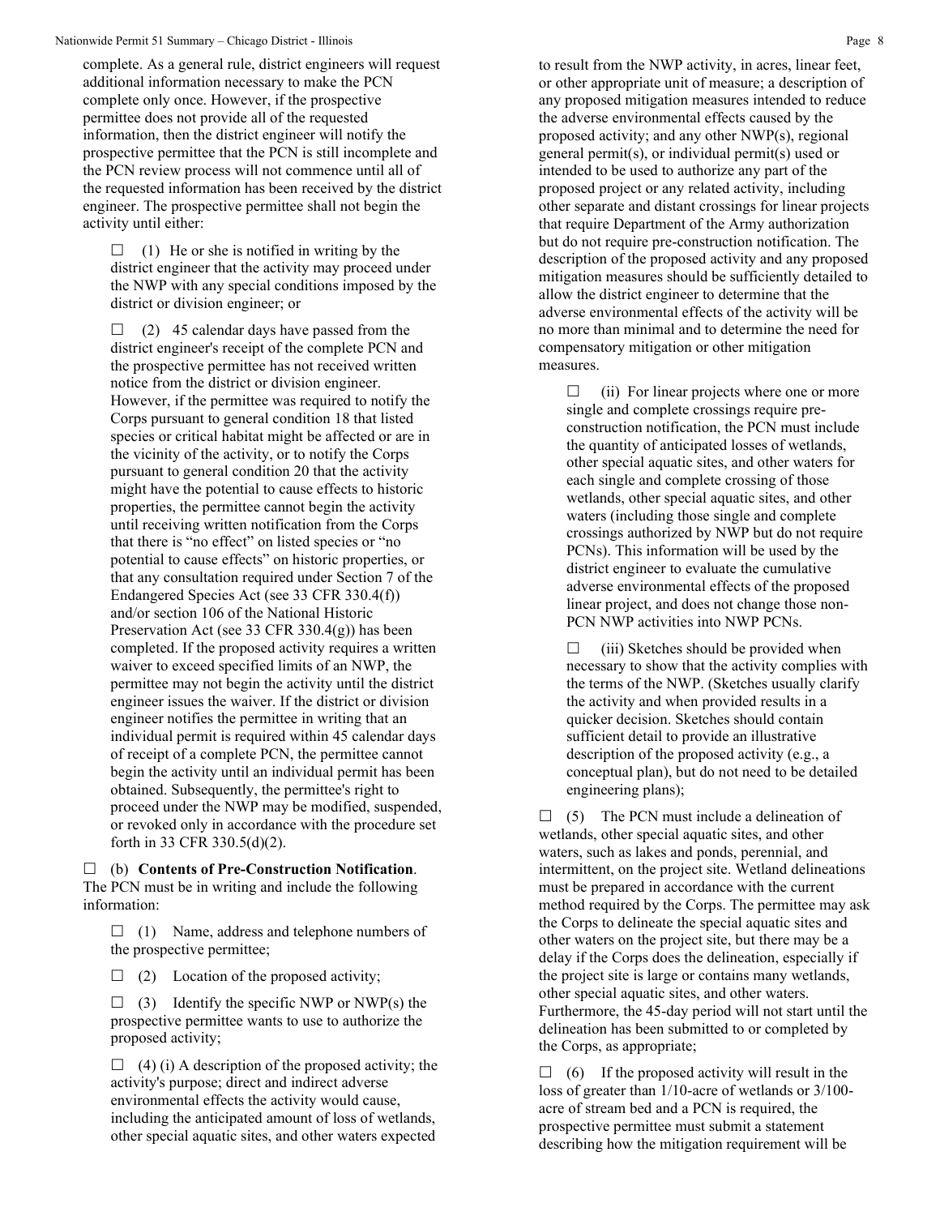complete. As a general rule, district engineers will request additional information necessary to make the PCN complete only once. However, if the prospective permittee does not provide all of the requested information, then the district engineer will notify the prospective permittee that the PCN is still incomplete and the PCN review process will not commence until all of the requested information has been received by the district engineer. The prospective permittee shall not begin the activity until either:

☐ (1) He or she is notified in writing by the district engineer that the activity may proceed under the NWP with any special conditions imposed by the district or division engineer; or

☐ (2) 45 calendar days have passed from the district engineer's receipt of the complete PCN and the prospective permittee has not received written notice from the district or division engineer. However, if the permittee was required to notify the Corps pursuant to general condition 18 that listed species or critical habitat might be affected or are in the vicinity of the activity, or to notify the Corps pursuant to general condition 20 that the activity might have the potential to cause effects to historic properties, the permittee cannot begin the activity until receiving written notification from the Corps that there is "no effect" on listed species or "no potential to cause effects" on historic properties, or that any consultation required under Section 7 of the Endangered Species Act (see 33 CFR 330.4(f)) and/or section 106 of the National Historic Preservation Act (see 33 CFR 330.4(g)) has been completed. If the proposed activity requires a written waiver to exceed specified limits of an NWP, the permittee may not begin the activity until the district engineer issues the waiver. If the district or division engineer notifies the permittee in writing that an individual permit is required within 45 calendar days of receipt of a complete PCN, the permittee cannot begin the activity until an individual permit has been obtained. Subsequently, the permittee's right to proceed under the NWP may be modified, suspended, or revoked only in accordance with the procedure set forth in 33 CFR 330.5(d)(2).

☐ (b) **Contents of Pre-Construction Notification**. The PCN must be in writing and include the following information:

☐ (1) Name, address and telephone numbers of the prospective permittee;

☐ (2) Location of the proposed activity;

☐ (3) Identify the specific NWP or NWP(s) the prospective permittee wants to use to authorize the proposed activity;

☐ (4) (i) A description of the proposed activity; the activity's purpose; direct and indirect adverse environmental effects the activity would cause, including the anticipated amount of loss of wetlands, other special aquatic sites, and other waters expected to result from the NWP activity, in acres, linear feet, or other appropriate unit of measure; a description of any proposed mitigation measures intended to reduce the adverse environmental effects caused by the proposed activity; and any other NWP(s), regional general permit(s), or individual permit(s) used or intended to be used to authorize any part of the proposed project or any related activity, including other separate and distant crossings for linear projects that require Department of the Army authorization but do not require pre-construction notification. The description of the proposed activity and any proposed mitigation measures should be sufficiently detailed to allow the district engineer to determine that the adverse environmental effects of the activity will be no more than minimal and to determine the need for compensatory mitigation or other mitigation measures.

☐ (ii) For linear projects where one or more single and complete crossings require pre-construction notification, the PCN must include the quantity of anticipated losses of wetlands, other special aquatic sites, and other waters for each single and complete crossing of those wetlands, other special aquatic sites, and other waters (including those single and complete crossings authorized by NWP but do not require PCNs). This information will be used by the district engineer to evaluate the cumulative adverse environmental effects of the proposed linear project, and does not change those non-PCN NWP activities into NWP PCNs.

☐ (iii) Sketches should be provided when necessary to show that the activity complies with the terms of the NWP. (Sketches usually clarify the activity and when provided results in a quicker decision. Sketches should contain sufficient detail to provide an illustrative description of the proposed activity (e.g., a conceptual plan), but do not need to be detailed engineering plans);

☐ (5) The PCN must include a delineation of wetlands, other special aquatic sites, and other waters, such as lakes and ponds, perennial, and intermittent, on the project site. Wetland delineations must be prepared in accordance with the current method required by the Corps. The permittee may ask the Corps to delineate the special aquatic sites and other waters on the project site, but there may be a delay if the Corps does the delineation, especially if the project site is large or contains many wetlands, other special aquatic sites, and other waters. Furthermore, the 45-day period will not start until the delineation has been submitted to or completed by the Corps, as appropriate;

☐ (6) If the proposed activity will result in the loss of greater than 1/10-acre of wetlands or 3/100-acre of stream bed and a PCN is required, the prospective permittee must submit a statement describing how the mitigation requirement will be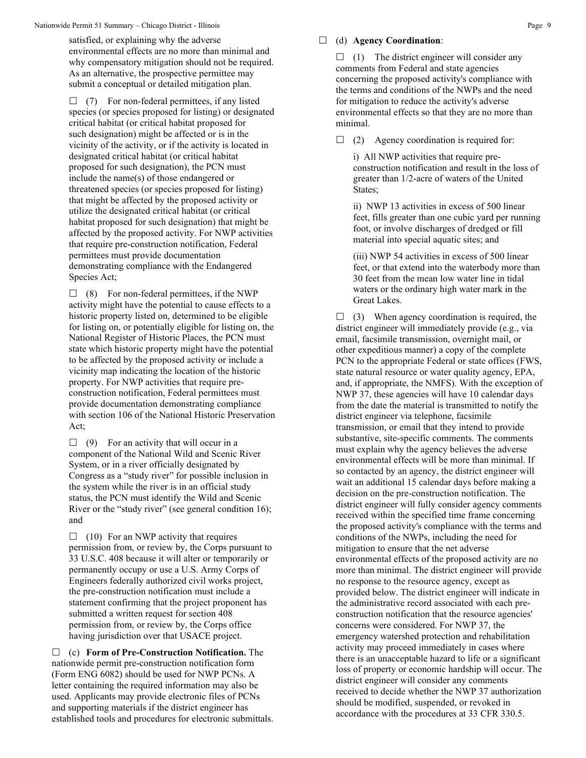satisfied, or explaining why the adverse environmental effects are no more than minimal and why compensatory mitigation should not be required. As an alternative, the prospective permittee may submit a conceptual or detailed mitigation plan.

☐ (7) For non-federal permittees, if any listed species (or species proposed for listing) or designated critical habitat (or critical habitat proposed for such designation) might be affected or is in the vicinity of the activity, or if the activity is located in designated critical habitat (or critical habitat proposed for such designation), the PCN must include the name(s) of those endangered or threatened species (or species proposed for listing) that might be affected by the proposed activity or utilize the designated critical habitat (or critical habitat proposed for such designation) that might be affected by the proposed activity. For NWP activities that require pre-construction notification, Federal permittees must provide documentation demonstrating compliance with the Endangered Species Act;

☐ (8) For non-federal permittees, if the NWP activity might have the potential to cause effects to a historic property listed on, determined to be eligible for listing on, or potentially eligible for listing on, the National Register of Historic Places, the PCN must state which historic property might have the potential to be affected by the proposed activity or include a vicinity map indicating the location of the historic property. For NWP activities that require pre-construction notification, Federal permittees must provide documentation demonstrating compliance with section 106 of the National Historic Preservation Act;

☐ (9) For an activity that will occur in a component of the National Wild and Scenic River System, or in a river officially designated by Congress as a "study river" for possible inclusion in the system while the river is in an official study status, the PCN must identify the Wild and Scenic River or the "study river" (see general condition 16); and

☐ (10) For an NWP activity that requires permission from, or review by, the Corps pursuant to 33 U.S.C. 408 because it will alter or temporarily or permanently occupy or use a U.S. Army Corps of Engineers federally authorized civil works project, the pre-construction notification must include a statement confirming that the project proponent has submitted a written request for section 408 permission from, or review by, the Corps office having jurisdiction over that USACE project.

☐ (c) **Form of Pre-Construction Notification.** The nationwide permit pre-construction notification form (Form ENG 6082) should be used for NWP PCNs. A letter containing the required information may also be used. Applicants may provide electronic files of PCNs and supporting materials if the district engineer has established tools and procedures for electronic submittals.

☐ (d) **Agency Coordination**:

☐ (1) The district engineer will consider any comments from Federal and state agencies concerning the proposed activity's compliance with the terms and conditions of the NWPs and the need for mitigation to reduce the activity's adverse environmental effects so that they are no more than minimal.

☐ (2) Agency coordination is required for:

i) All NWP activities that require pre-construction notification and result in the loss of greater than 1/2-acre of waters of the United States;

ii) NWP 13 activities in excess of 500 linear feet, fills greater than one cubic yard per running foot, or involve discharges of dredged or fill material into special aquatic sites; and

(iii) NWP 54 activities in excess of 500 linear feet, or that extend into the waterbody more than 30 feet from the mean low water line in tidal waters or the ordinary high water mark in the Great Lakes.

☐ (3) When agency coordination is required, the district engineer will immediately provide (e.g., via email, facsimile transmission, overnight mail, or other expeditious manner) a copy of the complete PCN to the appropriate Federal or state offices (FWS, state natural resource or water quality agency, EPA, and, if appropriate, the NMFS). With the exception of NWP 37, these agencies will have 10 calendar days from the date the material is transmitted to notify the district engineer via telephone, facsimile transmission, or email that they intend to provide substantive, site-specific comments. The comments must explain why the agency believes the adverse environmental effects will be more than minimal. If so contacted by an agency, the district engineer will wait an additional 15 calendar days before making a decision on the pre-construction notification. The district engineer will fully consider agency comments received within the specified time frame concerning the proposed activity's compliance with the terms and conditions of the NWPs, including the need for mitigation to ensure that the net adverse environmental effects of the proposed activity are no more than minimal. The district engineer will provide no response to the resource agency, except as provided below. The district engineer will indicate in the administrative record associated with each pre-construction notification that the resource agencies' concerns were considered. For NWP 37, the emergency watershed protection and rehabilitation activity may proceed immediately in cases where there is an unacceptable hazard to life or a significant loss of property or economic hardship will occur. The district engineer will consider any comments received to decide whether the NWP 37 authorization should be modified, suspended, or revoked in accordance with the procedures at 33 CFR 330.5.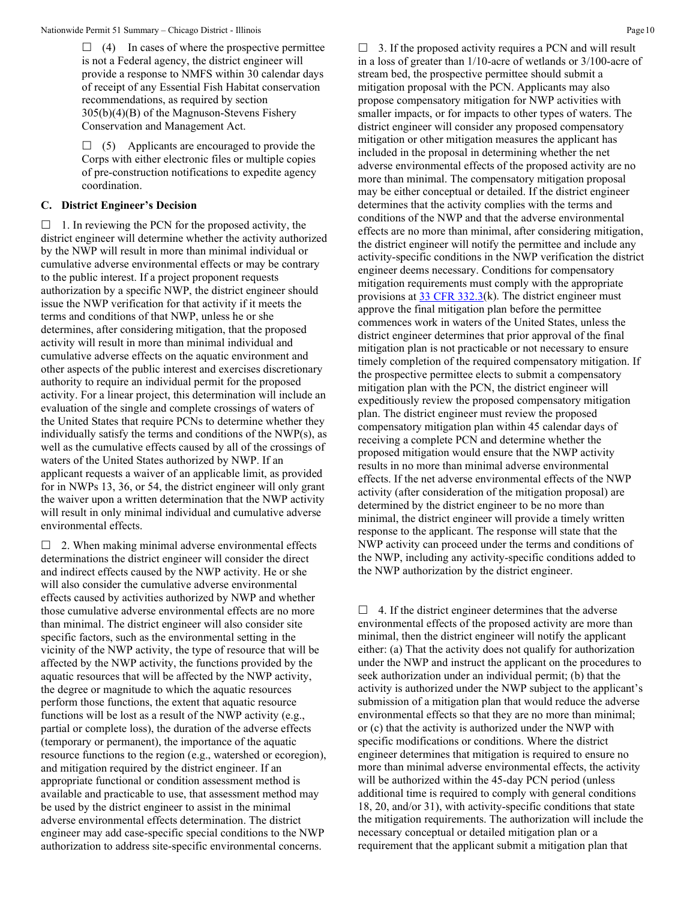☐ (4) In cases of where the prospective permittee is not a Federal agency, the district engineer will provide a response to NMFS within 30 calendar days of receipt of any Essential Fish Habitat conservation recommendations, as required by section 305(b)(4)(B) of the Magnuson-Stevens Fishery Conservation and Management Act.

☐ (5) Applicants are encouraged to provide the Corps with either electronic files or multiple copies of pre-construction notifications to expedite agency coordination.

### C. District Engineer's Decision

☐ 1. In reviewing the PCN for the proposed activity, the district engineer will determine whether the activity authorized by the NWP will result in more than minimal individual or cumulative adverse environmental effects or may be contrary to the public interest. If a project proponent requests authorization by a specific NWP, the district engineer should issue the NWP verification for that activity if it meets the terms and conditions of that NWP, unless he or she determines, after considering mitigation, that the proposed activity will result in more than minimal individual and cumulative adverse effects on the aquatic environment and other aspects of the public interest and exercises discretionary authority to require an individual permit for the proposed activity. For a linear project, this determination will include an evaluation of the single and complete crossings of waters of the United States that require PCNs to determine whether they individually satisfy the terms and conditions of the NWP(s), as well as the cumulative effects caused by all of the crossings of waters of the United States authorized by NWP. If an applicant requests a waiver of an applicable limit, as provided for in NWPs 13, 36, or 54, the district engineer will only grant the waiver upon a written determination that the NWP activity will result in only minimal individual and cumulative adverse environmental effects.

☐ 2. When making minimal adverse environmental effects determinations the district engineer will consider the direct and indirect effects caused by the NWP activity. He or she will also consider the cumulative adverse environmental effects caused by activities authorized by NWP and whether those cumulative adverse environmental effects are no more than minimal. The district engineer will also consider site specific factors, such as the environmental setting in the vicinity of the NWP activity, the type of resource that will be affected by the NWP activity, the functions provided by the aquatic resources that will be affected by the NWP activity, the degree or magnitude to which the aquatic resources perform those functions, the extent that aquatic resource functions will be lost as a result of the NWP activity (e.g., partial or complete loss), the duration of the adverse effects (temporary or permanent), the importance of the aquatic resource functions to the region (e.g., watershed or ecoregion), and mitigation required by the district engineer. If an appropriate functional or condition assessment method is available and practicable to use, that assessment method may be used by the district engineer to assist in the minimal adverse environmental effects determination. The district engineer may add case-specific special conditions to the NWP authorization to address site-specific environmental concerns.

☐ 3. If the proposed activity requires a PCN and will result in a loss of greater than 1/10-acre of wetlands or 3/100-acre of stream bed, the prospective permittee should submit a mitigation proposal with the PCN. Applicants may also propose compensatory mitigation for NWP activities with smaller impacts, or for impacts to other types of waters. The district engineer will consider any proposed compensatory mitigation or other mitigation measures the applicant has included in the proposal in determining whether the net adverse environmental effects of the proposed activity are no more than minimal. The compensatory mitigation proposal may be either conceptual or detailed. If the district engineer determines that the activity complies with the terms and conditions of the NWP and that the adverse environmental effects are no more than minimal, after considering mitigation, the district engineer will notify the permittee and include any activity-specific conditions in the NWP verification the district engineer deems necessary. Conditions for compensatory mitigation requirements must comply with the appropriate provisions at 33 CFR 332.3(k). The district engineer must approve the final mitigation plan before the permittee commences work in waters of the United States, unless the district engineer determines that prior approval of the final mitigation plan is not practicable or not necessary to ensure timely completion of the required compensatory mitigation. If the prospective permittee elects to submit a compensatory mitigation plan with the PCN, the district engineer will expeditiously review the proposed compensatory mitigation plan. The district engineer must review the proposed compensatory mitigation plan within 45 calendar days of receiving a complete PCN and determine whether the proposed mitigation would ensure that the NWP activity results in no more than minimal adverse environmental effects. If the net adverse environmental effects of the NWP activity (after consideration of the mitigation proposal) are determined by the district engineer to be no more than minimal, the district engineer will provide a timely written response to the applicant. The response will state that the NWP activity can proceed under the terms and conditions of the NWP, including any activity-specific conditions added to the NWP authorization by the district engineer.

☐ 4. If the district engineer determines that the adverse environmental effects of the proposed activity are more than minimal, then the district engineer will notify the applicant either: (a) That the activity does not qualify for authorization under the NWP and instruct the applicant on the procedures to seek authorization under an individual permit; (b) that the activity is authorized under the NWP subject to the applicant's submission of a mitigation plan that would reduce the adverse environmental effects so that they are no more than minimal; or (c) that the activity is authorized under the NWP with specific modifications or conditions. Where the district engineer determines that mitigation is required to ensure no more than minimal adverse environmental effects, the activity will be authorized within the 45-day PCN period (unless additional time is required to comply with general conditions 18, 20, and/or 31), with activity-specific conditions that state the mitigation requirements. The authorization will include the necessary conceptual or detailed mitigation plan or a requirement that the applicant submit a mitigation plan that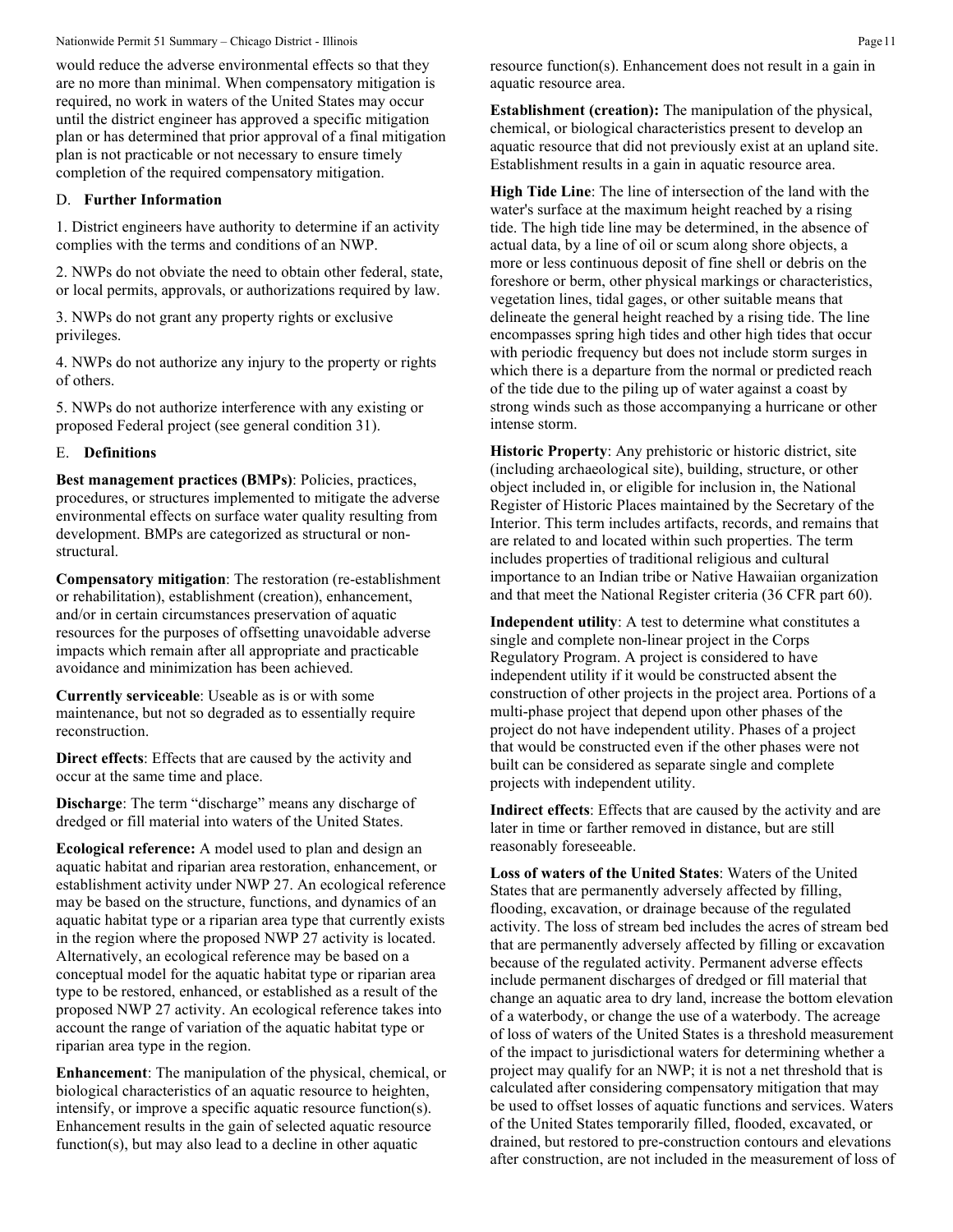would reduce the adverse environmental effects so that they are no more than minimal. When compensatory mitigation is required, no work in waters of the United States may occur until the district engineer has approved a specific mitigation plan or has determined that prior approval of a final mitigation plan is not practicable or not necessary to ensure timely completion of the required compensatory mitigation.

## D. Further Information

1. District engineers have authority to determine if an activity complies with the terms and conditions of an NWP.

2. NWPs do not obviate the need to obtain other federal, state, or local permits, approvals, or authorizations required by law.

3. NWPs do not grant any property rights or exclusive privileges.

4. NWPs do not authorize any injury to the property or rights of others.

5. NWPs do not authorize interference with any existing or proposed Federal project (see general condition 31).

## E. Definitions

**Best management practices (BMPs)**: Policies, practices, procedures, or structures implemented to mitigate the adverse environmental effects on surface water quality resulting from development. BMPs are categorized as structural or non-structural.

**Compensatory mitigation**: The restoration (re-establishment or rehabilitation), establishment (creation), enhancement, and/or in certain circumstances preservation of aquatic resources for the purposes of offsetting unavoidable adverse impacts which remain after all appropriate and practicable avoidance and minimization has been achieved.

**Currently serviceable**: Useable as is or with some maintenance, but not so degraded as to essentially require reconstruction.

**Direct effects**: Effects that are caused by the activity and occur at the same time and place.

**Discharge**: The term "discharge" means any discharge of dredged or fill material into waters of the United States.

**Ecological reference:** A model used to plan and design an aquatic habitat and riparian area restoration, enhancement, or establishment activity under NWP 27. An ecological reference may be based on the structure, functions, and dynamics of an aquatic habitat type or a riparian area type that currently exists in the region where the proposed NWP 27 activity is located. Alternatively, an ecological reference may be based on a conceptual model for the aquatic habitat type or riparian area type to be restored, enhanced, or established as a result of the proposed NWP 27 activity. An ecological reference takes into account the range of variation of the aquatic habitat type or riparian area type in the region.

**Enhancement**: The manipulation of the physical, chemical, or biological characteristics of an aquatic resource to heighten, intensify, or improve a specific aquatic resource function(s). Enhancement results in the gain of selected aquatic resource function(s), but may also lead to a decline in other aquatic resource function(s). Enhancement does not result in a gain in aquatic resource area.

**Establishment (creation):** The manipulation of the physical, chemical, or biological characteristics present to develop an aquatic resource that did not previously exist at an upland site. Establishment results in a gain in aquatic resource area.

**High Tide Line**: The line of intersection of the land with the water's surface at the maximum height reached by a rising tide. The high tide line may be determined, in the absence of actual data, by a line of oil or scum along shore objects, a more or less continuous deposit of fine shell or debris on the foreshore or berm, other physical markings or characteristics, vegetation lines, tidal gages, or other suitable means that delineate the general height reached by a rising tide. The line encompasses spring high tides and other high tides that occur with periodic frequency but does not include storm surges in which there is a departure from the normal or predicted reach of the tide due to the piling up of water against a coast by strong winds such as those accompanying a hurricane or other intense storm.

**Historic Property**: Any prehistoric or historic district, site (including archaeological site), building, structure, or other object included in, or eligible for inclusion in, the National Register of Historic Places maintained by the Secretary of the Interior. This term includes artifacts, records, and remains that are related to and located within such properties. The term includes properties of traditional religious and cultural importance to an Indian tribe or Native Hawaiian organization and that meet the National Register criteria (36 CFR part 60).

**Independent utility**: A test to determine what constitutes a single and complete non-linear project in the Corps Regulatory Program. A project is considered to have independent utility if it would be constructed absent the construction of other projects in the project area. Portions of a multi-phase project that depend upon other phases of the project do not have independent utility. Phases of a project that would be constructed even if the other phases were not built can be considered as separate single and complete projects with independent utility.

**Indirect effects**: Effects that are caused by the activity and are later in time or farther removed in distance, but are still reasonably foreseeable.

**Loss of waters of the United States**: Waters of the United States that are permanently adversely affected by filling, flooding, excavation, or drainage because of the regulated activity. The loss of stream bed includes the acres of stream bed that are permanently adversely affected by filling or excavation because of the regulated activity. Permanent adverse effects include permanent discharges of dredged or fill material that change an aquatic area to dry land, increase the bottom elevation of a waterbody, or change the use of a waterbody. The acreage of loss of waters of the United States is a threshold measurement of the impact to jurisdictional waters for determining whether a project may qualify for an NWP; it is not a net threshold that is calculated after considering compensatory mitigation that may be used to offset losses of aquatic functions and services. Waters of the United States temporarily filled, flooded, excavated, or drained, but restored to pre-construction contours and elevations after construction, are not included in the measurement of loss of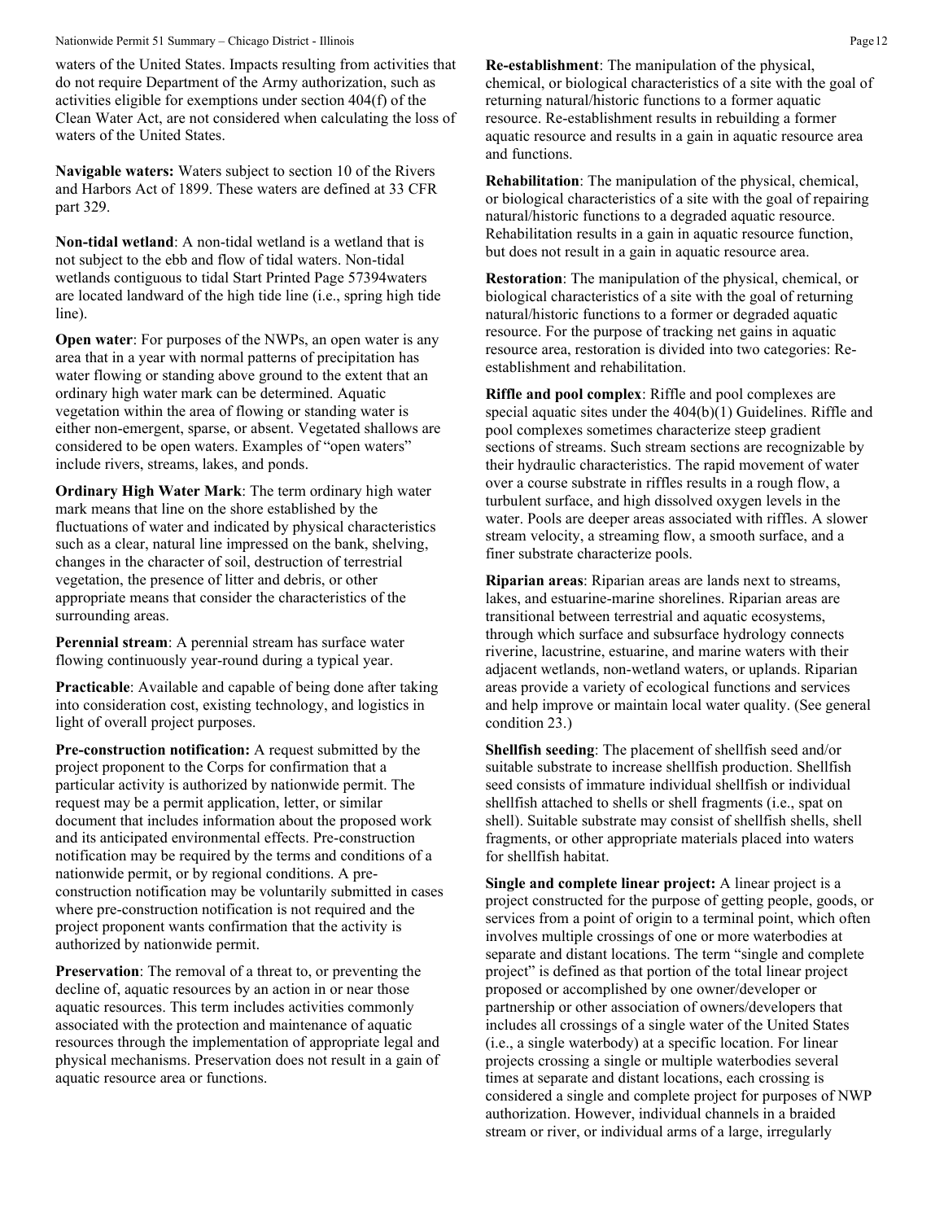waters of the United States. Impacts resulting from activities that do not require Department of the Army authorization, such as activities eligible for exemptions under section 404(f) of the Clean Water Act, are not considered when calculating the loss of waters of the United States.

**Navigable waters:** Waters subject to section 10 of the Rivers and Harbors Act of 1899. These waters are defined at 33 CFR part 329.

**Non-tidal wetland**: A non-tidal wetland is a wetland that is not subject to the ebb and flow of tidal waters. Non-tidal wetlands contiguous to tidal Start Printed Page 57394waters are located landward of the high tide line (i.e., spring high tide line).

**Open water**: For purposes of the NWPs, an open water is any area that in a year with normal patterns of precipitation has water flowing or standing above ground to the extent that an ordinary high water mark can be determined. Aquatic vegetation within the area of flowing or standing water is either non-emergent, sparse, or absent. Vegetated shallows are considered to be open waters. Examples of "open waters" include rivers, streams, lakes, and ponds.

**Ordinary High Water Mark**: The term ordinary high water mark means that line on the shore established by the fluctuations of water and indicated by physical characteristics such as a clear, natural line impressed on the bank, shelving, changes in the character of soil, destruction of terrestrial vegetation, the presence of litter and debris, or other appropriate means that consider the characteristics of the surrounding areas.

**Perennial stream**: A perennial stream has surface water flowing continuously year-round during a typical year.

**Practicable**: Available and capable of being done after taking into consideration cost, existing technology, and logistics in light of overall project purposes.

**Pre-construction notification:** A request submitted by the project proponent to the Corps for confirmation that a particular activity is authorized by nationwide permit. The request may be a permit application, letter, or similar document that includes information about the proposed work and its anticipated environmental effects. Pre-construction notification may be required by the terms and conditions of a nationwide permit, or by regional conditions. A pre-construction notification may be voluntarily submitted in cases where pre-construction notification is not required and the project proponent wants confirmation that the activity is authorized by nationwide permit.

**Preservation**: The removal of a threat to, or preventing the decline of, aquatic resources by an action in or near those aquatic resources. This term includes activities commonly associated with the protection and maintenance of aquatic resources through the implementation of appropriate legal and physical mechanisms. Preservation does not result in a gain of aquatic resource area or functions.

**Re-establishment**: The manipulation of the physical, chemical, or biological characteristics of a site with the goal of returning natural/historic functions to a former aquatic resource. Re-establishment results in rebuilding a former aquatic resource and results in a gain in aquatic resource area and functions.

**Rehabilitation**: The manipulation of the physical, chemical, or biological characteristics of a site with the goal of repairing natural/historic functions to a degraded aquatic resource. Rehabilitation results in a gain in aquatic resource function, but does not result in a gain in aquatic resource area.

**Restoration**: The manipulation of the physical, chemical, or biological characteristics of a site with the goal of returning natural/historic functions to a former or degraded aquatic resource. For the purpose of tracking net gains in aquatic resource area, restoration is divided into two categories: Re-establishment and rehabilitation.

**Riffle and pool complex**: Riffle and pool complexes are special aquatic sites under the 404(b)(1) Guidelines. Riffle and pool complexes sometimes characterize steep gradient sections of streams. Such stream sections are recognizable by their hydraulic characteristics. The rapid movement of water over a course substrate in riffles results in a rough flow, a turbulent surface, and high dissolved oxygen levels in the water. Pools are deeper areas associated with riffles. A slower stream velocity, a streaming flow, a smooth surface, and a finer substrate characterize pools.

**Riparian areas**: Riparian areas are lands next to streams, lakes, and estuarine-marine shorelines. Riparian areas are transitional between terrestrial and aquatic ecosystems, through which surface and subsurface hydrology connects riverine, lacustrine, estuarine, and marine waters with their adjacent wetlands, non-wetland waters, or uplands. Riparian areas provide a variety of ecological functions and services and help improve or maintain local water quality. (See general condition 23.)

**Shellfish seeding**: The placement of shellfish seed and/or suitable substrate to increase shellfish production. Shellfish seed consists of immature individual shellfish or individual shellfish attached to shells or shell fragments (i.e., spat on shell). Suitable substrate may consist of shellfish shells, shell fragments, or other appropriate materials placed into waters for shellfish habitat.

**Single and complete linear project:** A linear project is a project constructed for the purpose of getting people, goods, or services from a point of origin to a terminal point, which often involves multiple crossings of one or more waterbodies at separate and distant locations. The term "single and complete project" is defined as that portion of the total linear project proposed or accomplished by one owner/developer or partnership or other association of owners/developers that includes all crossings of a single water of the United States (i.e., a single waterbody) at a specific location. For linear projects crossing a single or multiple waterbodies several times at separate and distant locations, each crossing is considered a single and complete project for purposes of NWP authorization. However, individual channels in a braided stream or river, or individual arms of a large, irregularly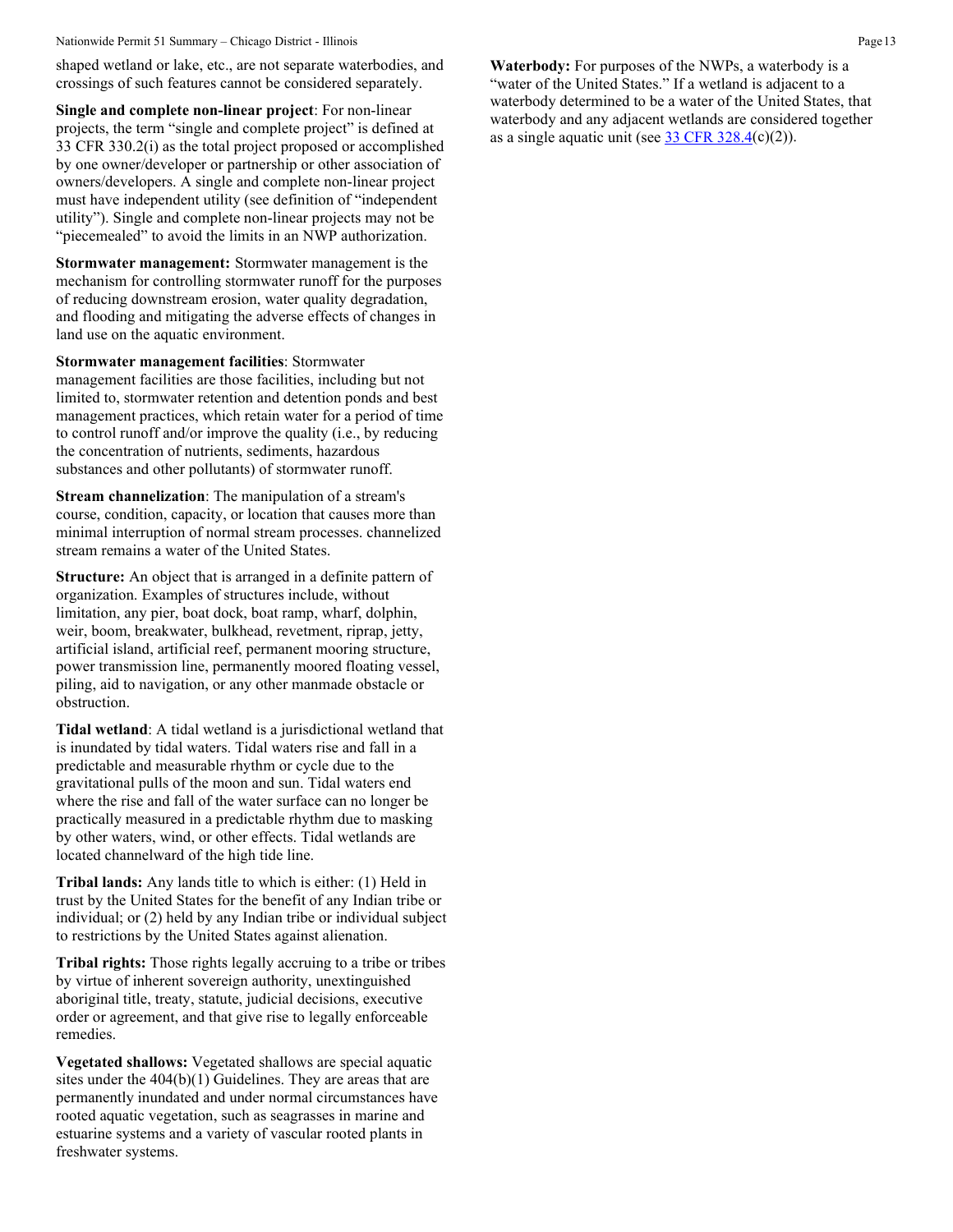shaped wetland or lake, etc., are not separate waterbodies, and crossings of such features cannot be considered separately.

**Single and complete non-linear project**: For non-linear projects, the term "single and complete project" is defined at 33 CFR 330.2(i) as the total project proposed or accomplished by one owner/developer or partnership or other association of owners/developers. A single and complete non-linear project must have independent utility (see definition of "independent utility"). Single and complete non-linear projects may not be "piecemealed" to avoid the limits in an NWP authorization.

**Stormwater management:** Stormwater management is the mechanism for controlling stormwater runoff for the purposes of reducing downstream erosion, water quality degradation, and flooding and mitigating the adverse effects of changes in land use on the aquatic environment.

**Stormwater management facilities**: Stormwater management facilities are those facilities, including but not limited to, stormwater retention and detention ponds and best management practices, which retain water for a period of time to control runoff and/or improve the quality (i.e., by reducing the concentration of nutrients, sediments, hazardous substances and other pollutants) of stormwater runoff.

**Stream channelization**: The manipulation of a stream's course, condition, capacity, or location that causes more than minimal interruption of normal stream processes. channelized stream remains a water of the United States.

**Structure:** An object that is arranged in a definite pattern of organization. Examples of structures include, without limitation, any pier, boat dock, boat ramp, wharf, dolphin, weir, boom, breakwater, bulkhead, revetment, riprap, jetty, artificial island, artificial reef, permanent mooring structure, power transmission line, permanently moored floating vessel, piling, aid to navigation, or any other manmade obstacle or obstruction.

**Tidal wetland**: A tidal wetland is a jurisdictional wetland that is inundated by tidal waters. Tidal waters rise and fall in a predictable and measurable rhythm or cycle due to the gravitational pulls of the moon and sun. Tidal waters end where the rise and fall of the water surface can no longer be practically measured in a predictable rhythm due to masking by other waters, wind, or other effects. Tidal wetlands are located channelward of the high tide line.

**Tribal lands:** Any lands title to which is either: (1) Held in trust by the United States for the benefit of any Indian tribe or individual; or (2) held by any Indian tribe or individual subject to restrictions by the United States against alienation.

**Tribal rights:** Those rights legally accruing to a tribe or tribes by virtue of inherent sovereign authority, unextinguished aboriginal title, treaty, statute, judicial decisions, executive order or agreement, and that give rise to legally enforceable remedies.

**Vegetated shallows:** Vegetated shallows are special aquatic sites under the 404(b)(1) Guidelines. They are areas that are permanently inundated and under normal circumstances have rooted aquatic vegetation, such as seagrasses in marine and estuarine systems and a variety of vascular rooted plants in freshwater systems.

**Waterbody:** For purposes of the NWPs, a waterbody is a "water of the United States." If a wetland is adjacent to a waterbody determined to be a water of the United States, that waterbody and any adjacent wetlands are considered together as a single aquatic unit (see 33 CFR 328.4(c)(2)).